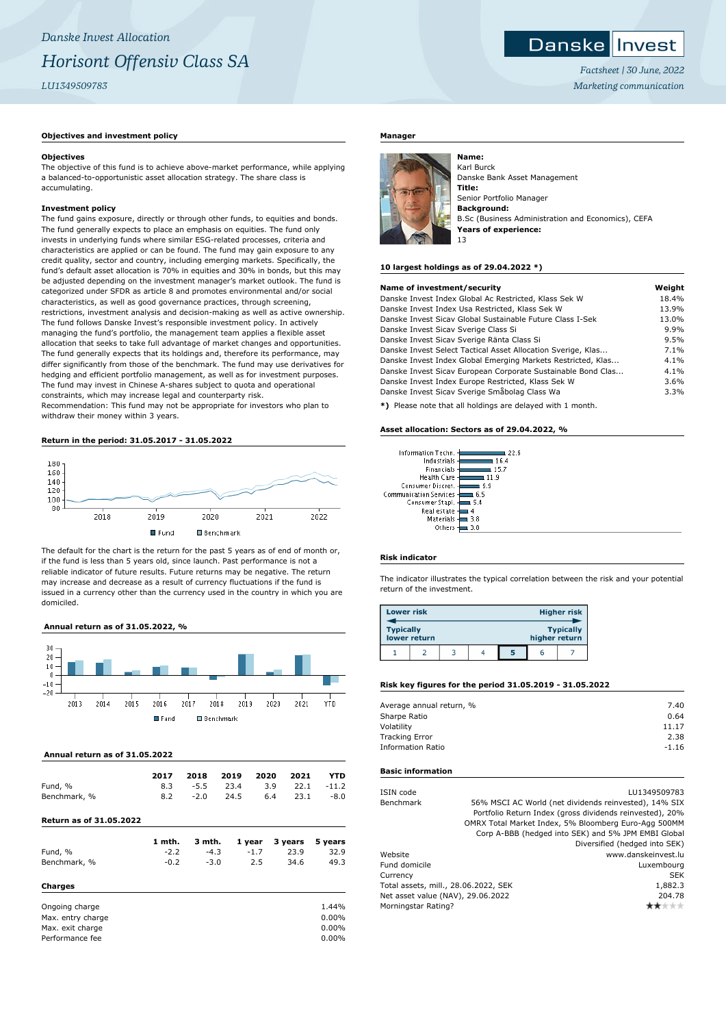*Danske Invest Allocation*

# *Horisont Offensiv Class SA*

*LU1349509783*

Danske Invest

*Factsheet | 30 June, 2022*

*Marketing communication*

## Objectives and investment policy

### Objectives

The objective of this fund is to achieve above-market performance, while applying a balanced-to-opportunistic asset allocation strategy. The share class is accumulating.

### Investment policy

The fund gains exposure, directly or through other funds, to equities and bonds. The fund generally expects to place an emphasis on equities. The fund only invests in underlying funds where similar ESG-related processes, criteria and characteristics are applied or can be found. The fund may gain exposure to any credit quality, sector and country, including emerging markets. Specifically, the fund's default asset allocation is 70% in equities and 30% in bonds, but this may be adjusted depending on the investment manager's market outlook. The fund is categorized under SFDR as article 8 and promotes environmental and/or social characteristics, as well as good governance practices, through screening, restrictions, investment analysis and decision-making as well as active ownership. The fund follows Danske Invest's responsible investment policy. In actively managing the fund's portfolio, the management team applies a flexible asset allocation that seeks to take full advantage of market changes and opportunities. The fund generally expects that its holdings and, therefore its performance, may differ significantly from those of the benchmark. The fund may use derivatives for hedging and efficient portfolio management, as well as for investment purposes. The fund may invest in Chinese A-shares subject to quota and operational constraints, which may increase legal and counterparty risk.
Recommendation: This fund may not be appropriate for investors who plan to withdraw their money within 3 years.

## Return in the period: 31.05.2017 - 31.05.2022

The default for the chart is the return for the past 5 years as of end of month or, if the fund is less than 5 years old, since launch. Past performance is not a reliable indicator of future results. Future returns may be negative. The return may increase and decrease as a result of currency fluctuations if the fund is issued in a currency other than the currency used in the country in which you are domiciled.

## Annual return as of 31.05.2022, %

## Annual return as of 31.05.2022

| | 2017 | 2018 | 2019 | 2020 | 2021 | YTD |
|---|---|---|---|---|---|---|
| Fund, % | 8.3 | -5.5 | 23.4 | 3.9 | 22.1 | -11.2 |
| Benchmark, % | 8.2 | -2.0 | 24.5 | 6.4 | 23.1 | -8.0 |

## Return as of 31.05.2022

| | 1 mth. | 3 mth. | 1 year | 3 years | 5 years |
|---|---|---|---|---|---|
| Fund, % | -2.2 | -4.3 | -1.7 | 23.9 | 32.9 |
| Benchmark, % | -0.2 | -3.0 | 2.5 | 34.6 | 49.3 |

## Charges

| | |
|---|---|
| Ongoing charge | 1.44% |
| Max. entry charge | 0.00% |
| Max. exit charge | 0.00% |
| Performance fee | 0.00% |

## Manager

**Name:**
Karl Burck
Danske Bank Asset Management
**Title:**
Senior Portfolio Manager
**Background:**
B.Sc (Business Administration and Economics), CEFA
**Years of experience:**
13

## 10 largest holdings as of 29.04.2022 *)

| Name of investment/security | Weight |
|---|---|
| Danske Invest Index Global Ac Restricted, Klass Sek W | 18.4% |
| Danske Invest Index Usa Restricted, Klass Sek W | 13.9% |
| Danske Invest Sicav Global Sustainable Future Class I-Sek | 13.0% |
| Danske Invest Sicav Sverige Class Si | 9.9% |
| Danske Invest Sicav Sverige Ränta Class Si | 9.5% |
| Danske Invest Select Tactical Asset Allocation Sverige, Klas... | 7.1% |
| Danske Invest Index Global Emerging Markets Restricted, Klas... | 4.1% |
| Danske Invest Sicav European Corporate Sustainable Bond Clas... | 4.1% |
| Danske Invest Index Europe Restricted, Klass Sek W | 3.6% |
| Danske Invest Sicav Sverige Småbolag Class Wa | 3.3% |

*) Please note that all holdings are delayed with 1 month.

## Asset allocation: Sectors as of 29.04.2022, %

| Sector | % |
|---|---|
| Information Techn. | 22.6 |
| Industrials | 16.4 |
| Financials | 15.7 |
| Health Care | 11.9 |
| Consumer Discret. | 9.9 |
| Communication Services | 6.5 |
| Consumer Stapl. | 5.4 |
| Real estate | 4 |
| Materials | 3.8 |
| Others | 3.0 |

## Risk indicator

The indicator illustrates the typical correlation between the risk and your potential return of the investment.

Lower risk — Higher risk
Typically lower return — Typically higher return

| 1 | 2 | 3 | 4 | **5** | 6 | 7 |
|---|---|---|---|---|---|---|

## Risk key figures for the period 31.05.2019 - 31.05.2022

| | |
|---|---|
| Average annual return, % | 7.40 |
| Sharpe Ratio | 0.64 |
| Volatility | 11.17 |
| Tracking Error | 2.38 |
| Information Ratio | -1.16 |

## Basic information

| | |
|---|---|
| ISIN code | LU1349509783 |
| Benchmark | 56% MSCI AC World (net dividends reinvested), 14% SIX Portfolio Return Index (gross dividends reinvested), 20% OMRX Total Market Index, 5% Bloomberg Euro-Agg 500MM Corp A-BBB (hedged into SEK) and 5% JPM EMBI Global Diversified (hedged into SEK) |
| Website | www.danskeinvest.lu |
| Fund domicile | Luxembourg |
| Currency | SEK |
| Total assets, mill., 28.06.2022, SEK | 1,882.3 |
| Net asset value (NAV), 29.06.2022 | 204.78 |
| Morningstar Rating? | ★★☆☆☆ |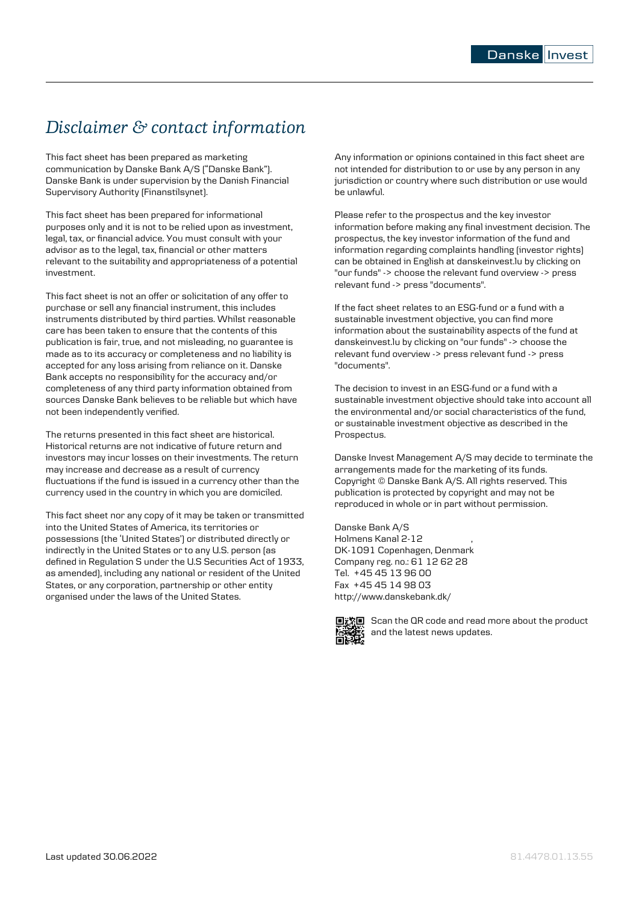# *Disclaimer & contact information*

This fact sheet has been prepared as marketing communication by Danske Bank A/S ("Danske Bank"). Danske Bank is under supervision by the Danish Financial Supervisory Authority (Finanstilsynet).

This fact sheet has been prepared for informational purposes only and it is not to be relied upon as investment, legal, tax, or financial advice. You must consult with your advisor as to the legal, tax, financial or other matters relevant to the suitability and appropriateness of a potential investment.

This fact sheet is not an offer or solicitation of any offer to purchase or sell any financial instrument, this includes instruments distributed by third parties. Whilst reasonable care has been taken to ensure that the contents of this publication is fair, true, and not misleading, no guarantee is made as to its accuracy or completeness and no liability is accepted for any loss arising from reliance on it. Danske Bank accepts no responsibility for the accuracy and/or completeness of any third party information obtained from sources Danske Bank believes to be reliable but which have not been independently verified.

The returns presented in this fact sheet are historical. Historical returns are not indicative of future return and investors may incur losses on their investments. The return may increase and decrease as a result of currency fluctuations if the fund is issued in a currency other than the currency used in the country in which you are domiciled.

This fact sheet nor any copy of it may be taken or transmitted into the United States of America, its territories or possessions (the 'United States') or distributed directly or indirectly in the United States or to any U.S. person (as defined in Regulation S under the U.S Securities Act of 1933, as amended), including any national or resident of the United States, or any corporation, partnership or other entity organised under the laws of the United States.

Any information or opinions contained in this fact sheet are not intended for distribution to or use by any person in any jurisdiction or country where such distribution or use would be unlawful.

Please refer to the prospectus and the key investor information before making any final investment decision. The prospectus, the key investor information of the fund and information regarding complaints handling (investor rights) can be obtained in English at danskeinvest.lu by clicking on "our funds" -> choose the relevant fund overview -> press relevant fund -> press "documents".

If the fact sheet relates to an ESG-fund or a fund with a sustainable investment objective, you can find more information about the sustainability aspects of the fund at danskeinvest.lu by clicking on "our funds" -> choose the relevant fund overview -> press relevant fund -> press "documents".

The decision to invest in an ESG-fund or a fund with a sustainable investment objective should take into account all the environmental and/or social characteristics of the fund, or sustainable investment objective as described in the Prospectus.

Danske Invest Management A/S may decide to terminate the arrangements made for the marketing of its funds. Copyright © Danske Bank A/S. All rights reserved. This publication is protected by copyright and may not be reproduced in whole or in part without permission.

Danske Bank A/S
Holmens Kanal 2-12
DK-1091 Copenhagen, Denmark
Company reg. no.: 61 12 62 28
Tel. +45 45 13 96 00
Fax +45 45 14 98 03
http://www.danskebank.dk/

Scan the QR code and read more about the product and the latest news updates.

Last updated 30.06.2022

81.4478.01.13.55